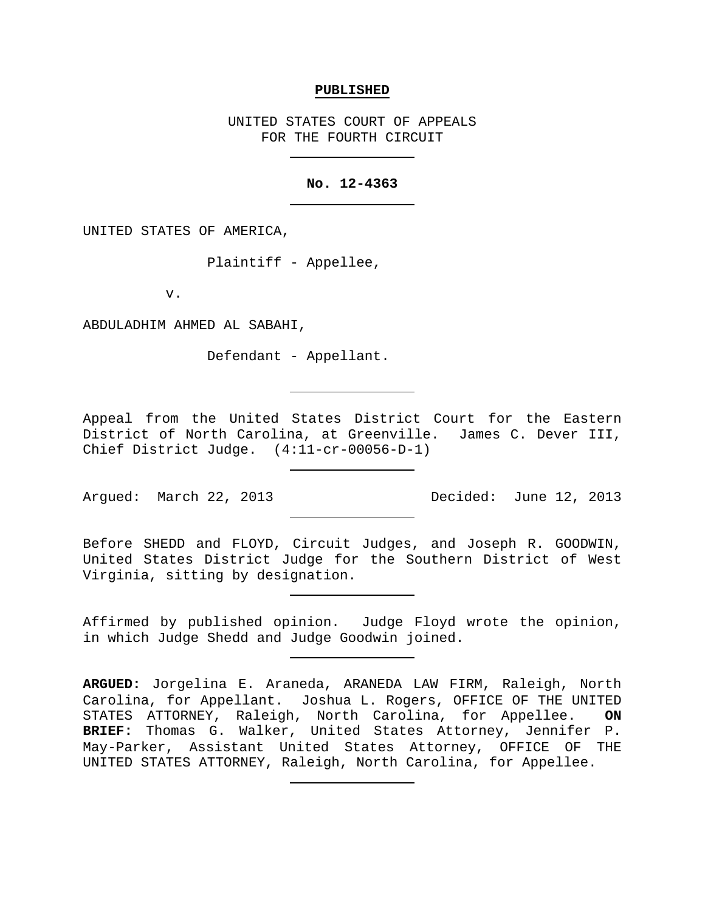**PUBLISHED**

UNITED STATES COURT OF APPEALS
FOR THE FOURTH CIRCUIT

---

**No. 12-4363**

---

UNITED STATES OF AMERICA,

Plaintiff - Appellee,

v.

ABDULADHIM AHMED AL SABAHI,

Defendant - Appellant.

---

Appeal from the United States District Court for the Eastern District of North Carolina, at Greenville. James C. Dever III, Chief District Judge. (4:11-cr-00056-D-1)

---

Argued: March 22, 2013 Decided: June 12, 2013

---

Before SHEDD and FLOYD, Circuit Judges, and Joseph R. GOODWIN, United States District Judge for the Southern District of West Virginia, sitting by designation.

---

Affirmed by published opinion. Judge Floyd wrote the opinion, in which Judge Shedd and Judge Goodwin joined.

---

**ARGUED:** Jorgelina E. Araneda, ARANEDA LAW FIRM, Raleigh, North Carolina, for Appellant. Joshua L. Rogers, OFFICE OF THE UNITED STATES ATTORNEY, Raleigh, North Carolina, for Appellee. **ON BRIEF:** Thomas G. Walker, United States Attorney, Jennifer P. May-Parker, Assistant United States Attorney, OFFICE OF THE UNITED STATES ATTORNEY, Raleigh, North Carolina, for Appellee.

---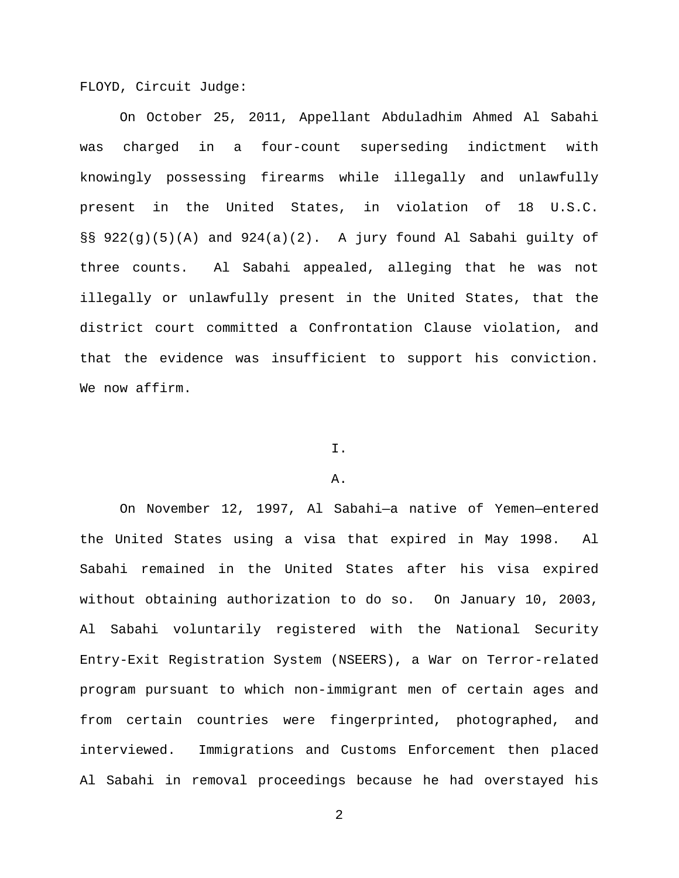FLOYD, Circuit Judge:

On October 25, 2011, Appellant Abduladhim Ahmed Al Sabahi was charged in a four-count superseding indictment with knowingly possessing firearms while illegally and unlawfully present in the United States, in violation of 18 U.S.C. §§ 922(g)(5)(A) and 924(a)(2). A jury found Al Sabahi guilty of three counts. Al Sabahi appealed, alleging that he was not illegally or unlawfully present in the United States, that the district court committed a Confrontation Clause violation, and that the evidence was insufficient to support his conviction. We now affirm.

## I.

### A.

On November 12, 1997, Al Sabahi—a native of Yemen—entered the United States using a visa that expired in May 1998. Al Sabahi remained in the United States after his visa expired without obtaining authorization to do so. On January 10, 2003, Al Sabahi voluntarily registered with the National Security Entry-Exit Registration System (NSEERS), a War on Terror-related program pursuant to which non-immigrant men of certain ages and from certain countries were fingerprinted, photographed, and interviewed. Immigrations and Customs Enforcement then placed Al Sabahi in removal proceedings because he had overstayed his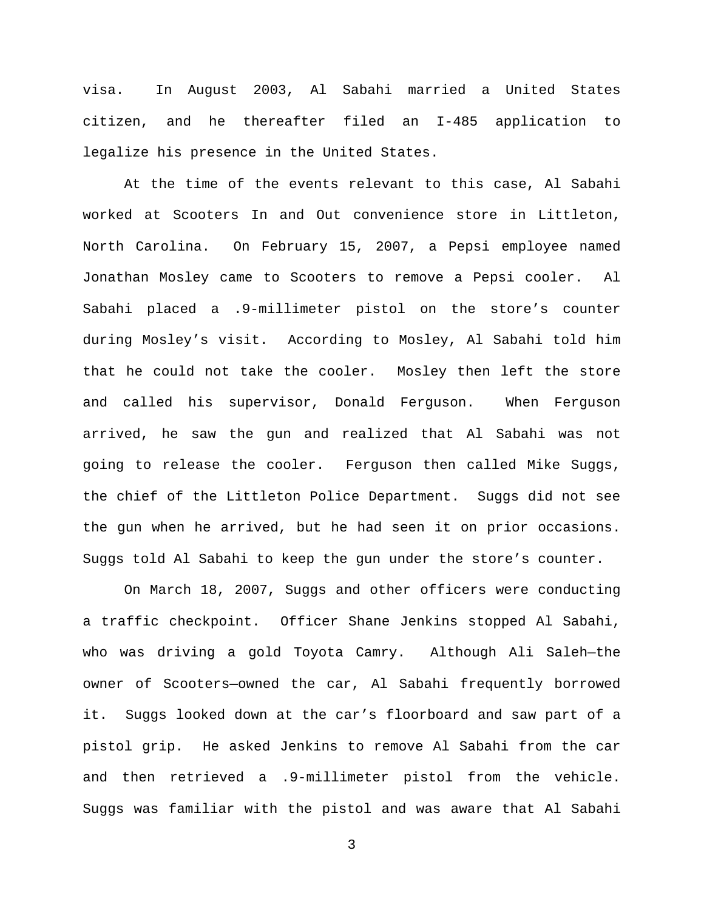visa. In August 2003, Al Sabahi married a United States citizen, and he thereafter filed an I-485 application to legalize his presence in the United States.

At the time of the events relevant to this case, Al Sabahi worked at Scooters In and Out convenience store in Littleton, North Carolina. On February 15, 2007, a Pepsi employee named Jonathan Mosley came to Scooters to remove a Pepsi cooler. Al Sabahi placed a .9-millimeter pistol on the store's counter during Mosley's visit. According to Mosley, Al Sabahi told him that he could not take the cooler. Mosley then left the store and called his supervisor, Donald Ferguson. When Ferguson arrived, he saw the gun and realized that Al Sabahi was not going to release the cooler. Ferguson then called Mike Suggs, the chief of the Littleton Police Department. Suggs did not see the gun when he arrived, but he had seen it on prior occasions. Suggs told Al Sabahi to keep the gun under the store's counter.

On March 18, 2007, Suggs and other officers were conducting a traffic checkpoint. Officer Shane Jenkins stopped Al Sabahi, who was driving a gold Toyota Camry. Although Ali Saleh—the owner of Scooters—owned the car, Al Sabahi frequently borrowed it. Suggs looked down at the car's floorboard and saw part of a pistol grip. He asked Jenkins to remove Al Sabahi from the car and then retrieved a .9-millimeter pistol from the vehicle. Suggs was familiar with the pistol and was aware that Al Sabahi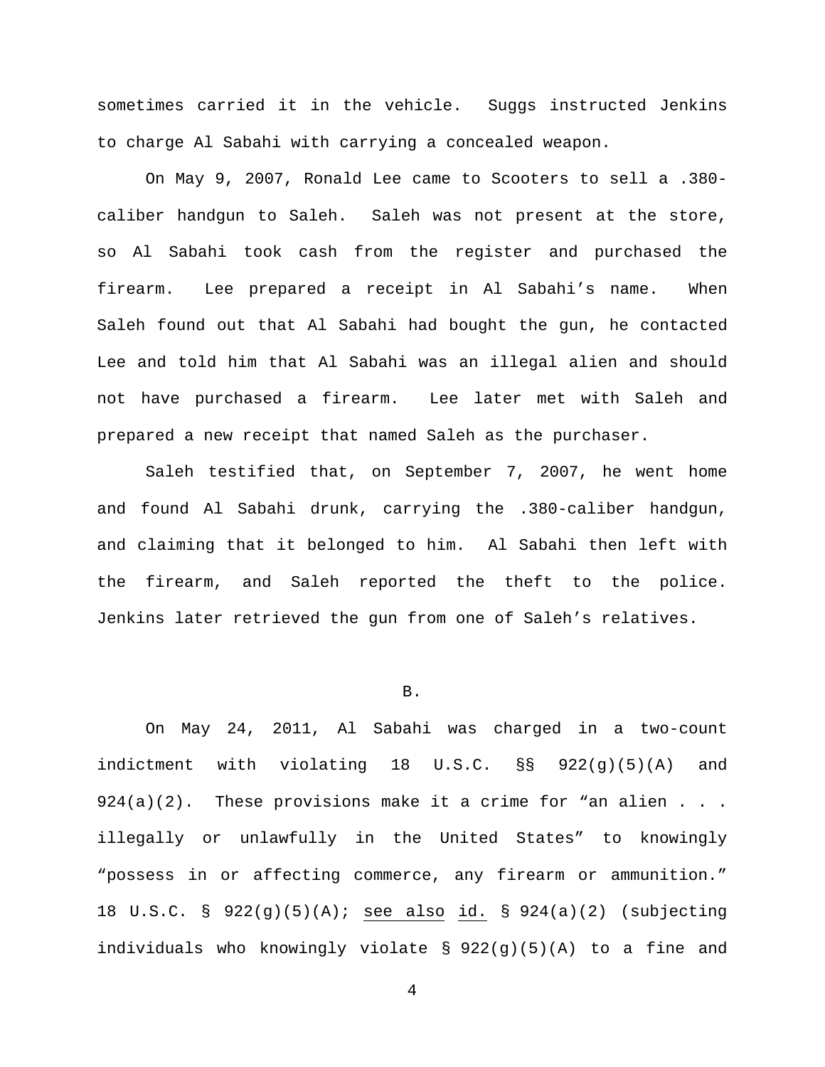sometimes carried it in the vehicle. Suggs instructed Jenkins to charge Al Sabahi with carrying a concealed weapon.

On May 9, 2007, Ronald Lee came to Scooters to sell a .380-caliber handgun to Saleh. Saleh was not present at the store, so Al Sabahi took cash from the register and purchased the firearm. Lee prepared a receipt in Al Sabahi's name. When Saleh found out that Al Sabahi had bought the gun, he contacted Lee and told him that Al Sabahi was an illegal alien and should not have purchased a firearm. Lee later met with Saleh and prepared a new receipt that named Saleh as the purchaser.

Saleh testified that, on September 7, 2007, he went home and found Al Sabahi drunk, carrying the .380-caliber handgun, and claiming that it belonged to him. Al Sabahi then left with the firearm, and Saleh reported the theft to the police. Jenkins later retrieved the gun from one of Saleh's relatives.

## B.

On May 24, 2011, Al Sabahi was charged in a two-count indictment with violating 18 U.S.C. §§ 922(g)(5)(A) and 924(a)(2). These provisions make it a crime for "an alien . . . illegally or unlawfully in the United States" to knowingly "possess in or affecting commerce, any firearm or ammunition." 18 U.S.C. § 922(g)(5)(A); see also id. § 924(a)(2) (subjecting individuals who knowingly violate § 922(g)(5)(A) to a fine and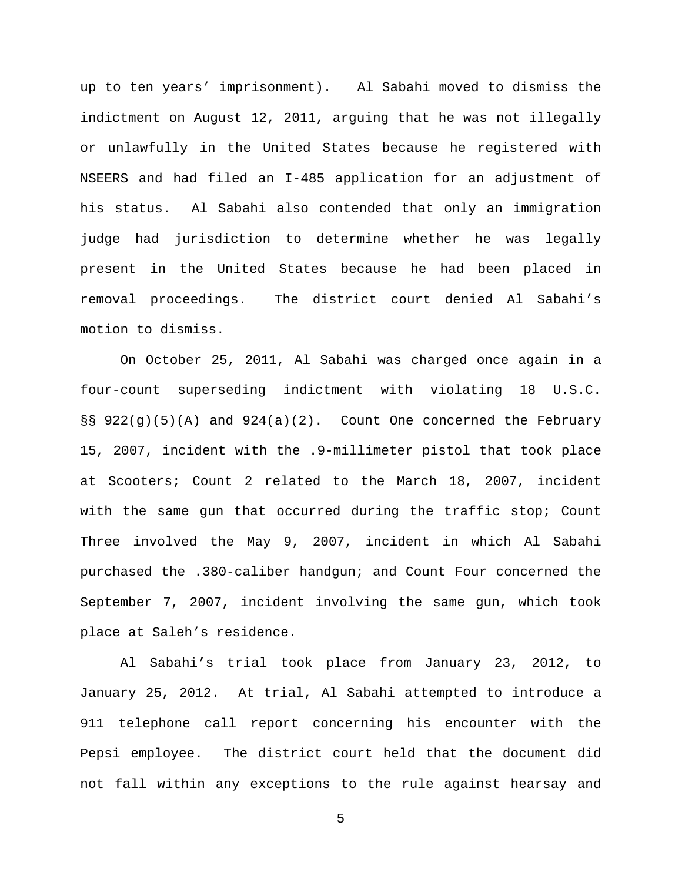up to ten years' imprisonment). Al Sabahi moved to dismiss the indictment on August 12, 2011, arguing that he was not illegally or unlawfully in the United States because he registered with NSEERS and had filed an I-485 application for an adjustment of his status. Al Sabahi also contended that only an immigration judge had jurisdiction to determine whether he was legally present in the United States because he had been placed in removal proceedings. The district court denied Al Sabahi's motion to dismiss.

On October 25, 2011, Al Sabahi was charged once again in a four-count superseding indictment with violating 18 U.S.C. §§ 922(g)(5)(A) and 924(a)(2). Count One concerned the February 15, 2007, incident with the .9-millimeter pistol that took place at Scooters; Count 2 related to the March 18, 2007, incident with the same gun that occurred during the traffic stop; Count Three involved the May 9, 2007, incident in which Al Sabahi purchased the .380-caliber handgun; and Count Four concerned the September 7, 2007, incident involving the same gun, which took place at Saleh's residence.

Al Sabahi's trial took place from January 23, 2012, to January 25, 2012. At trial, Al Sabahi attempted to introduce a 911 telephone call report concerning his encounter with the Pepsi employee. The district court held that the document did not fall within any exceptions to the rule against hearsay and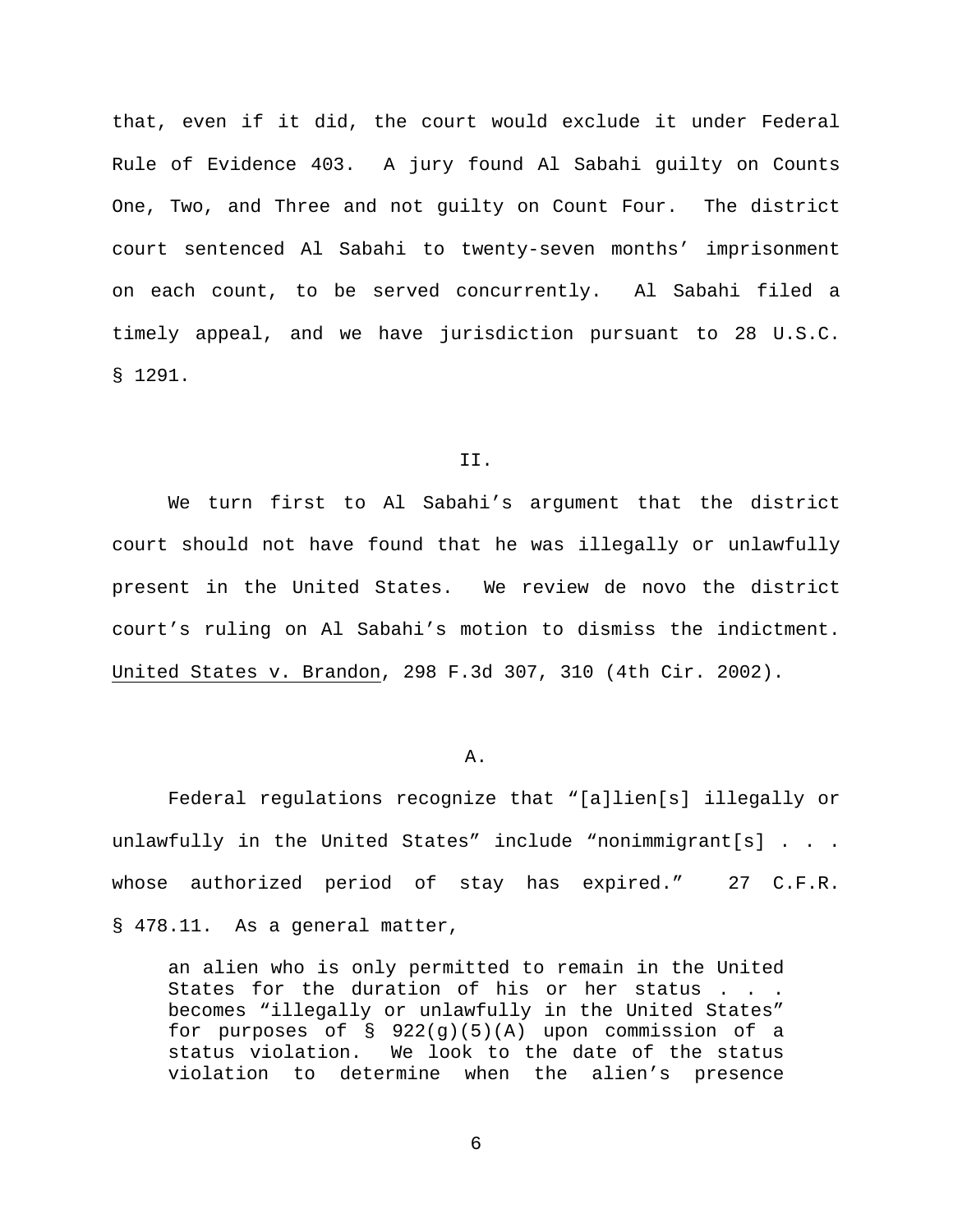that, even if it did, the court would exclude it under Federal Rule of Evidence 403. A jury found Al Sabahi guilty on Counts One, Two, and Three and not guilty on Count Four. The district court sentenced Al Sabahi to twenty-seven months' imprisonment on each count, to be served concurrently. Al Sabahi filed a timely appeal, and we have jurisdiction pursuant to 28 U.S.C. § 1291.

## II.

We turn first to Al Sabahi's argument that the district court should not have found that he was illegally or unlawfully present in the United States. We review de novo the district court's ruling on Al Sabahi's motion to dismiss the indictment. United States v. Brandon, 298 F.3d 307, 310 (4th Cir. 2002).

### A.

Federal regulations recognize that "[a]lien[s] illegally or unlawfully in the United States" include "nonimmigrant[s] . . . whose authorized period of stay has expired." 27 C.F.R. § 478.11. As a general matter,

> an alien who is only permitted to remain in the United States for the duration of his or her status . . . becomes "illegally or unlawfully in the United States" for purposes of § 922(g)(5)(A) upon commission of a status violation. We look to the date of the status violation to determine when the alien's presence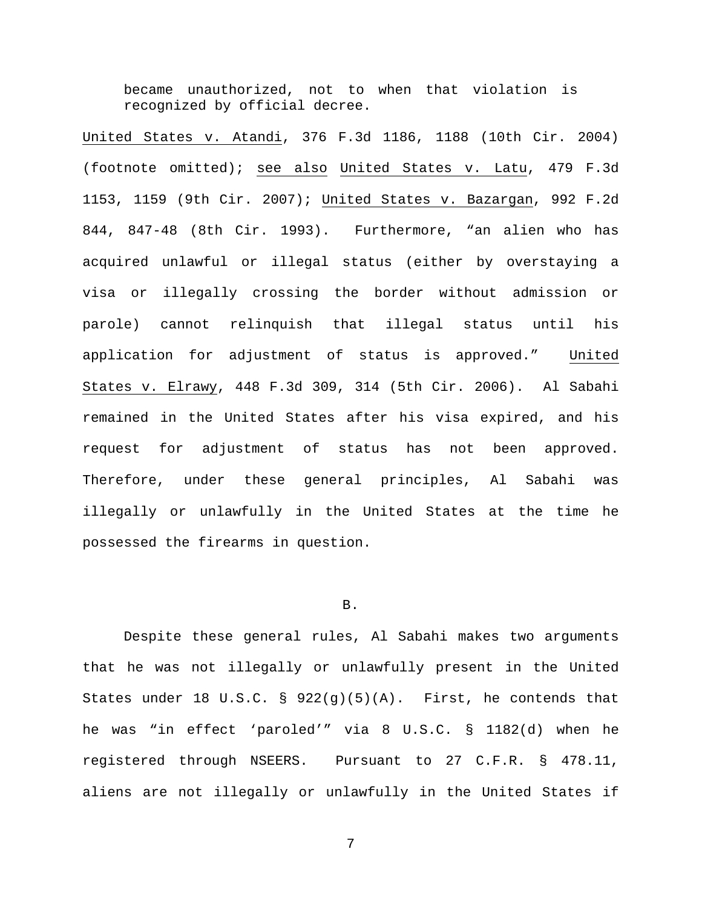became unauthorized, not to when that violation is recognized by official decree.

United States v. Atandi, 376 F.3d 1186, 1188 (10th Cir. 2004) (footnote omitted); see also United States v. Latu, 479 F.3d 1153, 1159 (9th Cir. 2007); United States v. Bazargan, 992 F.2d 844, 847-48 (8th Cir. 1993). Furthermore, "an alien who has acquired unlawful or illegal status (either by overstaying a visa or illegally crossing the border without admission or parole) cannot relinquish that illegal status until his application for adjustment of status is approved." United States v. Elrawy, 448 F.3d 309, 314 (5th Cir. 2006). Al Sabahi remained in the United States after his visa expired, and his request for adjustment of status has not been approved. Therefore, under these general principles, Al Sabahi was illegally or unlawfully in the United States at the time he possessed the firearms in question.

B.

Despite these general rules, Al Sabahi makes two arguments that he was not illegally or unlawfully present in the United States under 18 U.S.C. § 922(g)(5)(A). First, he contends that he was "in effect 'paroled'" via 8 U.S.C. § 1182(d) when he registered through NSEERS. Pursuant to 27 C.F.R. § 478.11, aliens are not illegally or unlawfully in the United States if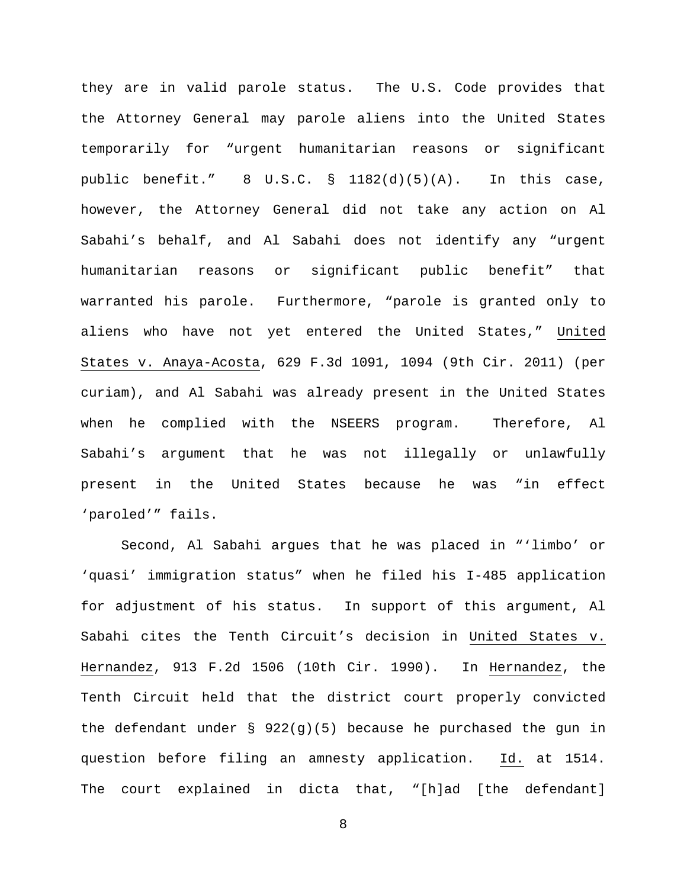they are in valid parole status. The U.S. Code provides that the Attorney General may parole aliens into the United States temporarily for "urgent humanitarian reasons or significant public benefit." 8 U.S.C. § 1182(d)(5)(A). In this case, however, the Attorney General did not take any action on Al Sabahi's behalf, and Al Sabahi does not identify any "urgent humanitarian reasons or significant public benefit" that warranted his parole. Furthermore, "parole is granted only to aliens who have not yet entered the United States," United States v. Anaya-Acosta, 629 F.3d 1091, 1094 (9th Cir. 2011) (per curiam), and Al Sabahi was already present in the United States when he complied with the NSEERS program. Therefore, Al Sabahi's argument that he was not illegally or unlawfully present in the United States because he was "in effect 'paroled'" fails.

Second, Al Sabahi argues that he was placed in "'limbo' or 'quasi' immigration status" when he filed his I-485 application for adjustment of his status. In support of this argument, Al Sabahi cites the Tenth Circuit's decision in United States v. Hernandez, 913 F.2d 1506 (10th Cir. 1990). In Hernandez, the Tenth Circuit held that the district court properly convicted the defendant under § 922(g)(5) because he purchased the gun in question before filing an amnesty application. Id. at 1514. The court explained in dicta that, "[h]ad [the defendant]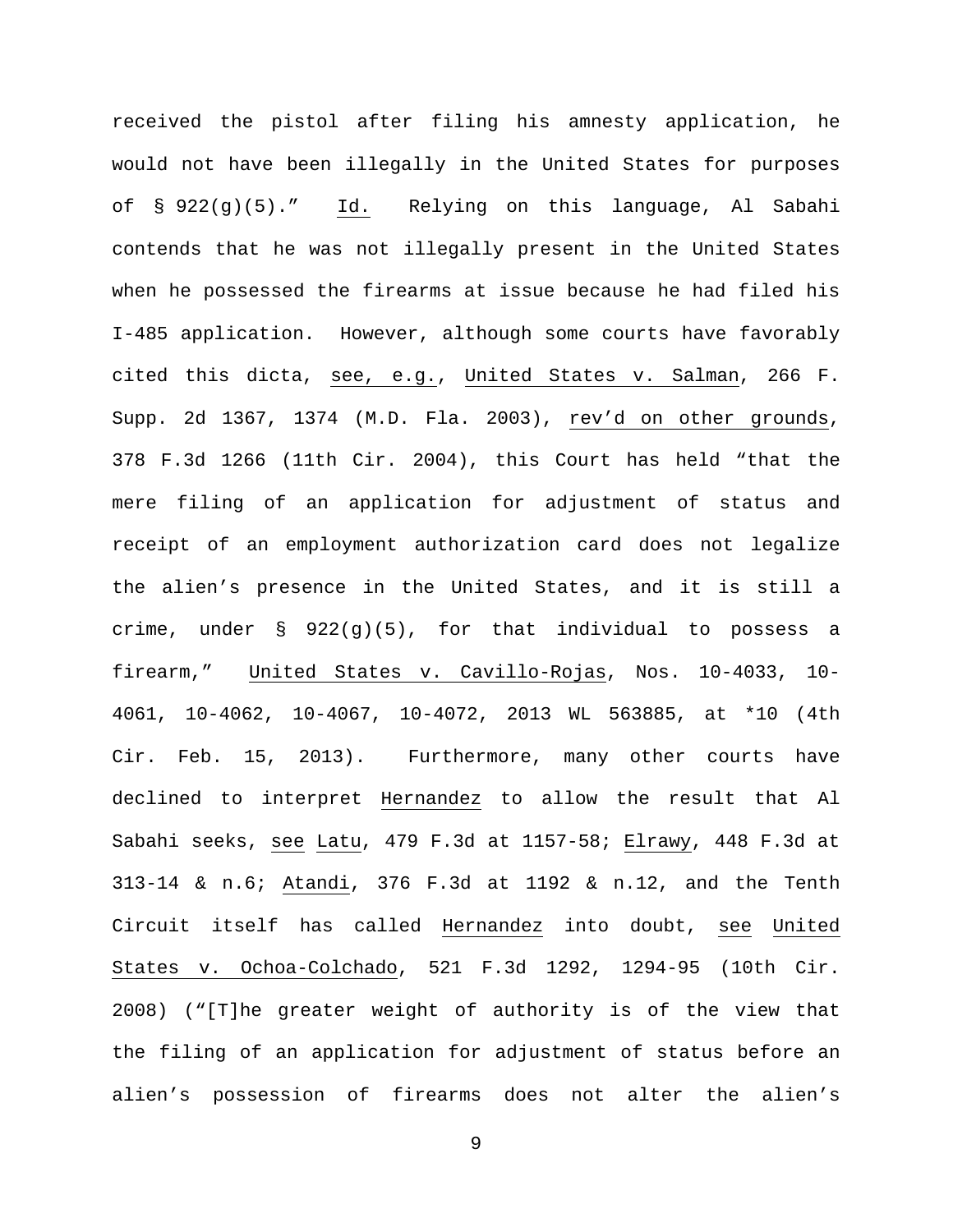received the pistol after filing his amnesty application, he would not have been illegally in the United States for purposes of § 922(g)(5)." Id. Relying on this language, Al Sabahi contends that he was not illegally present in the United States when he possessed the firearms at issue because he had filed his I-485 application. However, although some courts have favorably cited this dicta, see, e.g., United States v. Salman, 266 F. Supp. 2d 1367, 1374 (M.D. Fla. 2003), rev'd on other grounds, 378 F.3d 1266 (11th Cir. 2004), this Court has held "that the mere filing of an application for adjustment of status and receipt of an employment authorization card does not legalize the alien's presence in the United States, and it is still a crime, under § 922(g)(5), for that individual to possess a firearm," United States v. Cavillo-Rojas, Nos. 10-4033, 10-4061, 10-4062, 10-4067, 10-4072, 2013 WL 563885, at *10 (4th Cir. Feb. 15, 2013). Furthermore, many other courts have declined to interpret Hernandez to allow the result that Al Sabahi seeks, see Latu, 479 F.3d at 1157-58; Elrawy, 448 F.3d at 313-14 & n.6; Atandi, 376 F.3d at 1192 & n.12, and the Tenth Circuit itself has called Hernandez into doubt, see United States v. Ochoa-Colchado, 521 F.3d 1292, 1294-95 (10th Cir. 2008) ("[T]he greater weight of authority is of the view that the filing of an application for adjustment of status before an alien's possession of firearms does not alter the alien's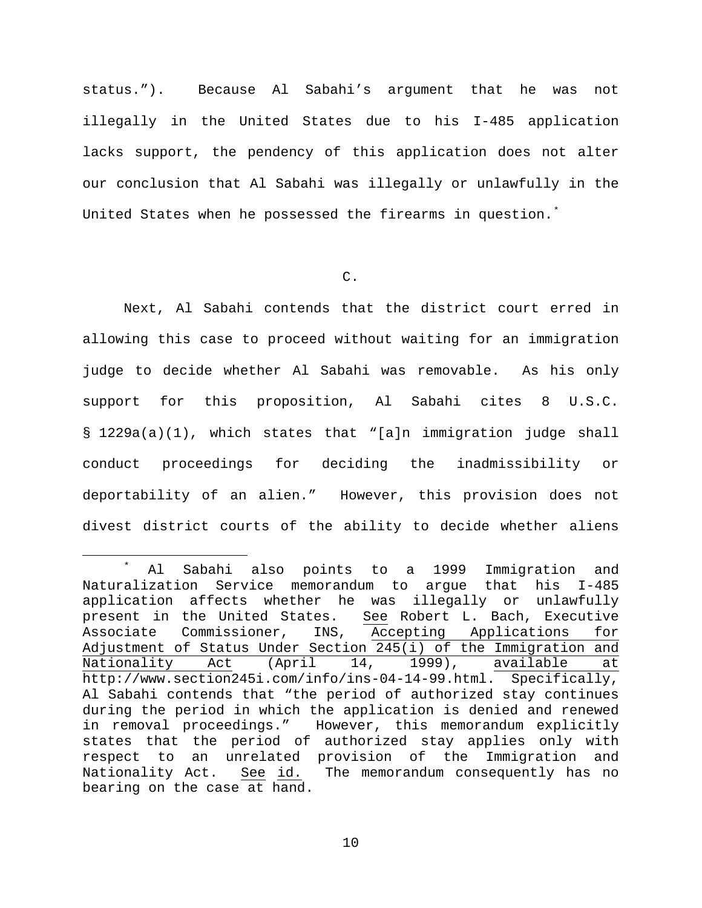status."). Because Al Sabahi's argument that he was not illegally in the United States due to his I-485 application lacks support, the pendency of this application does not alter our conclusion that Al Sabahi was illegally or unlawfully in the United States when he possessed the firearms in question.[*]

C.

Next, Al Sabahi contends that the district court erred in allowing this case to proceed without waiting for an immigration judge to decide whether Al Sabahi was removable. As his only support for this proposition, Al Sabahi cites 8 U.S.C. § 1229a(a)(1), which states that "[a]n immigration judge shall conduct proceedings for deciding the inadmissibility or deportability of an alien." However, this provision does not divest district courts of the ability to decide whether aliens

---

[*] Al Sabahi also points to a 1999 Immigration and Naturalization Service memorandum to argue that his I-485 application affects whether he was illegally or unlawfully present in the United States. See Robert L. Bach, Executive Associate Commissioner, INS, Accepting Applications for Adjustment of Status Under Section 245(i) of the Immigration and Nationality Act (April 14, 1999), available at http://www.section245i.com/info/ins-04-14-99.html. Specifically, Al Sabahi contends that "the period of authorized stay continues during the period in which the application is denied and renewed in removal proceedings." However, this memorandum explicitly states that the period of authorized stay applies only with respect to an unrelated provision of the Immigration and Nationality Act. See id. The memorandum consequently has no bearing on the case at hand.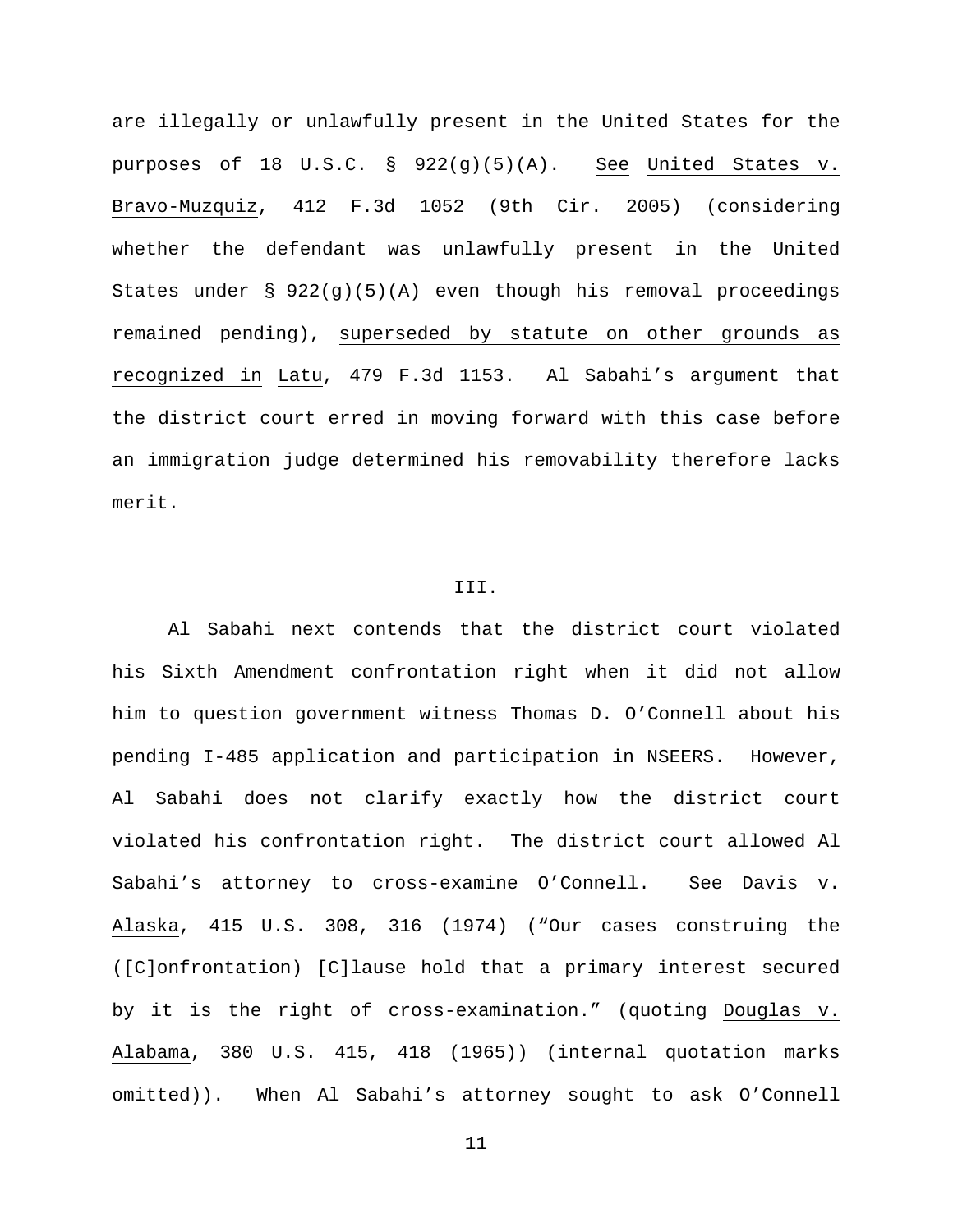are illegally or unlawfully present in the United States for the purposes of 18 U.S.C. § 922(g)(5)(A). *See* *United States v. Bravo-Muzquiz*, 412 F.3d 1052 (9th Cir. 2005) (considering whether the defendant was unlawfully present in the United States under § 922(g)(5)(A) even though his removal proceedings remained pending), *superseded by statute on other grounds as recognized in* *Latu*, 479 F.3d 1153. Al Sabahi's argument that the district court erred in moving forward with this case before an immigration judge determined his removability therefore lacks merit.

III.

Al Sabahi next contends that the district court violated his Sixth Amendment confrontation right when it did not allow him to question government witness Thomas D. O'Connell about his pending I-485 application and participation in NSEERS. However, Al Sabahi does not clarify exactly how the district court violated his confrontation right. The district court allowed Al Sabahi's attorney to cross-examine O'Connell. *See* *Davis v. Alaska*, 415 U.S. 308, 316 (1974) ("Our cases construing the ([C]onfrontation) [C]lause hold that a primary interest secured by it is the right of cross-examination." (quoting *Douglas v. Alabama*, 380 U.S. 415, 418 (1965)) (internal quotation marks omitted)). When Al Sabahi's attorney sought to ask O'Connell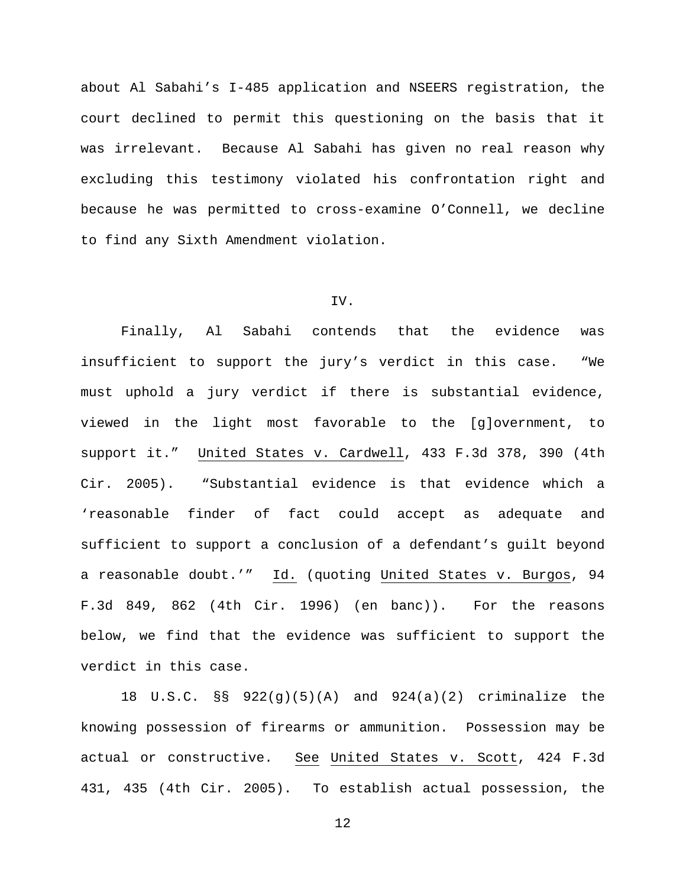about Al Sabahi's I-485 application and NSEERS registration, the court declined to permit this questioning on the basis that it was irrelevant. Because Al Sabahi has given no real reason why excluding this testimony violated his confrontation right and because he was permitted to cross-examine O'Connell, we decline to find any Sixth Amendment violation.

## IV.

Finally, Al Sabahi contends that the evidence was insufficient to support the jury's verdict in this case. "We must uphold a jury verdict if there is substantial evidence, viewed in the light most favorable to the [g]overnment, to support it." United States v. Cardwell, 433 F.3d 378, 390 (4th Cir. 2005). "Substantial evidence is that evidence which a 'reasonable finder of fact could accept as adequate and sufficient to support a conclusion of a defendant's guilt beyond a reasonable doubt.'" Id. (quoting United States v. Burgos, 94 F.3d 849, 862 (4th Cir. 1996) (en banc)). For the reasons below, we find that the evidence was sufficient to support the verdict in this case.

18 U.S.C. §§ 922(g)(5)(A) and 924(a)(2) criminalize the knowing possession of firearms or ammunition. Possession may be actual or constructive. See United States v. Scott, 424 F.3d 431, 435 (4th Cir. 2005). To establish actual possession, the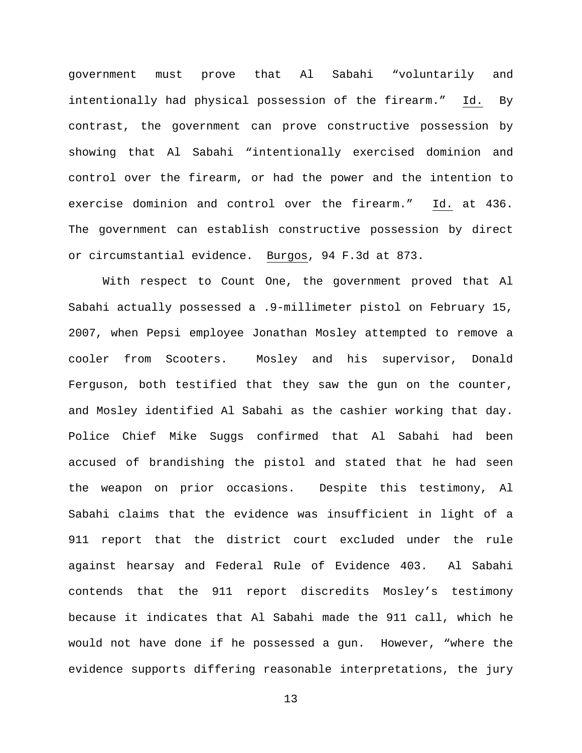government must prove that Al Sabahi "voluntarily and intentionally had physical possession of the firearm." Id. By contrast, the government can prove constructive possession by showing that Al Sabahi "intentionally exercised dominion and control over the firearm, or had the power and the intention to exercise dominion and control over the firearm." Id. at 436. The government can establish constructive possession by direct or circumstantial evidence. Burgos, 94 F.3d at 873.

With respect to Count One, the government proved that Al Sabahi actually possessed a .9-millimeter pistol on February 15, 2007, when Pepsi employee Jonathan Mosley attempted to remove a cooler from Scooters. Mosley and his supervisor, Donald Ferguson, both testified that they saw the gun on the counter, and Mosley identified Al Sabahi as the cashier working that day. Police Chief Mike Suggs confirmed that Al Sabahi had been accused of brandishing the pistol and stated that he had seen the weapon on prior occasions. Despite this testimony, Al Sabahi claims that the evidence was insufficient in light of a 911 report that the district court excluded under the rule against hearsay and Federal Rule of Evidence 403. Al Sabahi contends that the 911 report discredits Mosley's testimony because it indicates that Al Sabahi made the 911 call, which he would not have done if he possessed a gun. However, "where the evidence supports differing reasonable interpretations, the jury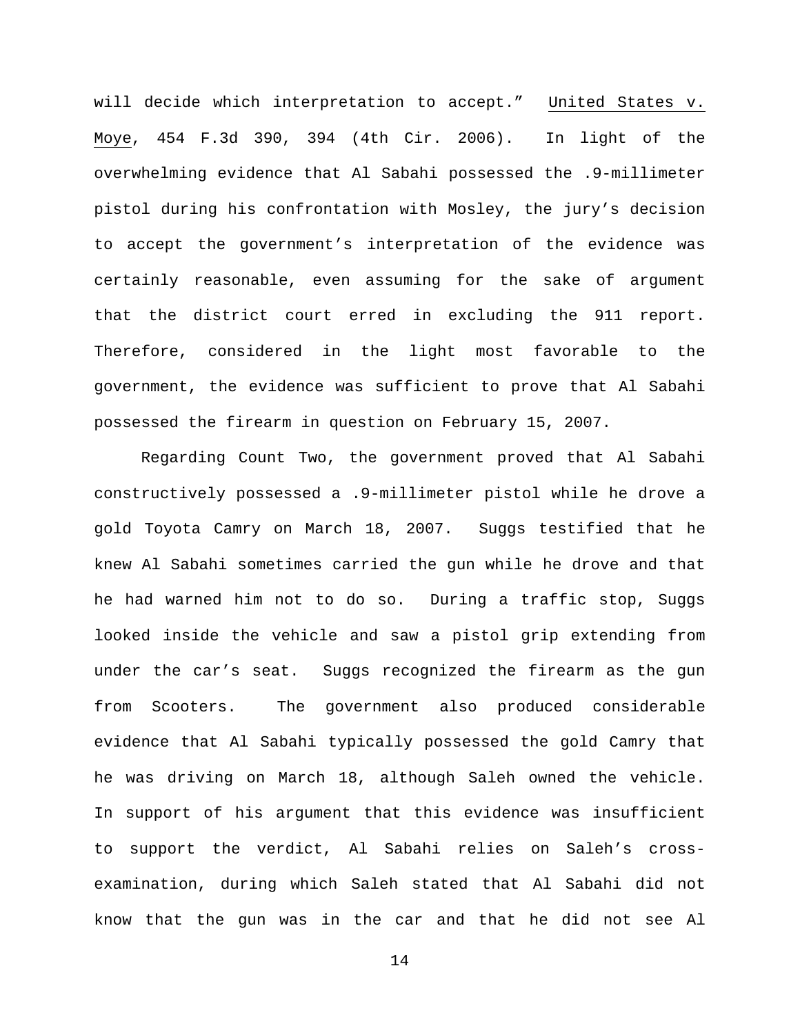will decide which interpretation to accept." United States v. Moye, 454 F.3d 390, 394 (4th Cir. 2006). In light of the overwhelming evidence that Al Sabahi possessed the .9-millimeter pistol during his confrontation with Mosley, the jury's decision to accept the government's interpretation of the evidence was certainly reasonable, even assuming for the sake of argument that the district court erred in excluding the 911 report. Therefore, considered in the light most favorable to the government, the evidence was sufficient to prove that Al Sabahi possessed the firearm in question on February 15, 2007.

Regarding Count Two, the government proved that Al Sabahi constructively possessed a .9-millimeter pistol while he drove a gold Toyota Camry on March 18, 2007. Suggs testified that he knew Al Sabahi sometimes carried the gun while he drove and that he had warned him not to do so. During a traffic stop, Suggs looked inside the vehicle and saw a pistol grip extending from under the car's seat. Suggs recognized the firearm as the gun from Scooters. The government also produced considerable evidence that Al Sabahi typically possessed the gold Camry that he was driving on March 18, although Saleh owned the vehicle. In support of his argument that this evidence was insufficient to support the verdict, Al Sabahi relies on Saleh's cross-examination, during which Saleh stated that Al Sabahi did not know that the gun was in the car and that he did not see Al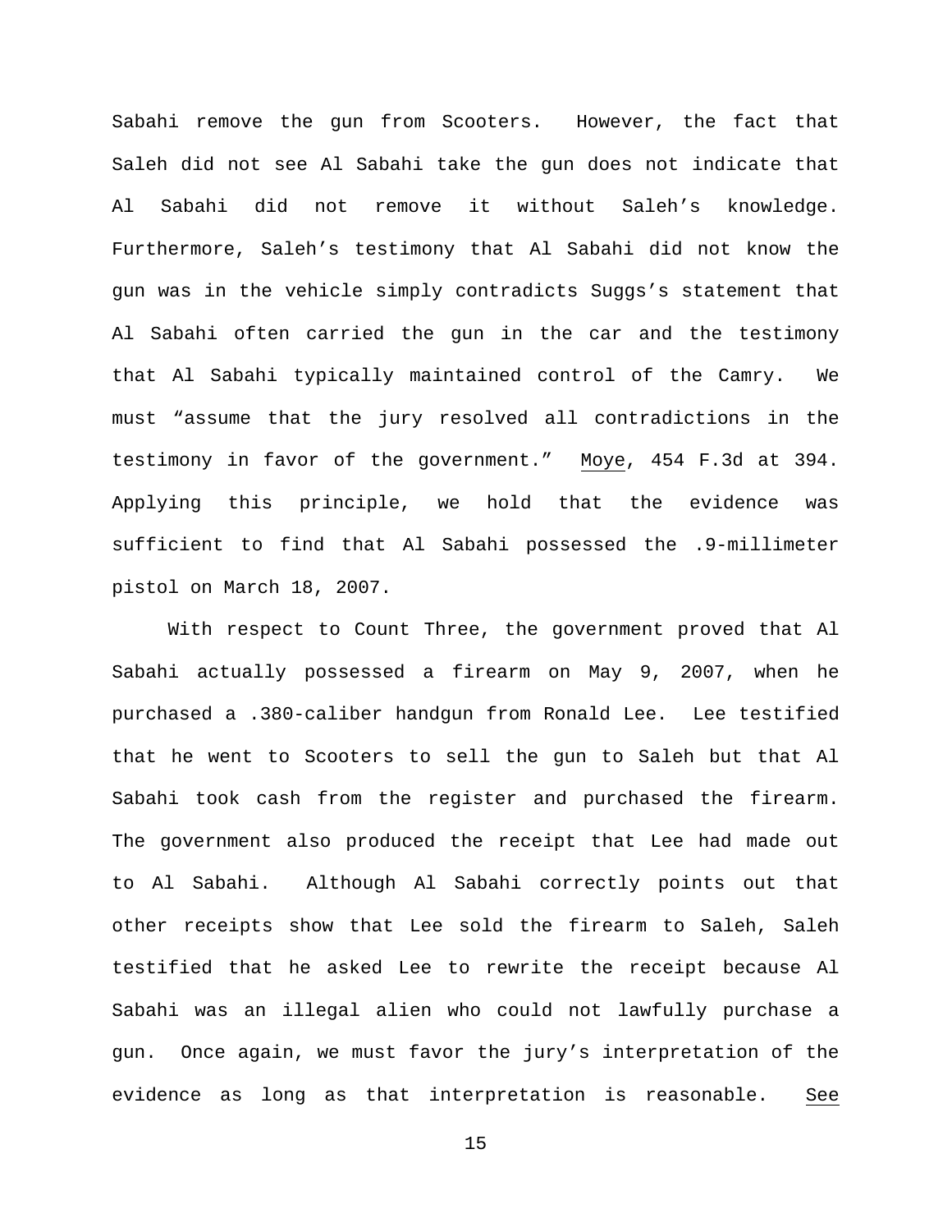Sabahi remove the gun from Scooters. However, the fact that Saleh did not see Al Sabahi take the gun does not indicate that Al Sabahi did not remove it without Saleh's knowledge. Furthermore, Saleh's testimony that Al Sabahi did not know the gun was in the vehicle simply contradicts Suggs's statement that Al Sabahi often carried the gun in the car and the testimony that Al Sabahi typically maintained control of the Camry. We must "assume that the jury resolved all contradictions in the testimony in favor of the government." Moye, 454 F.3d at 394. Applying this principle, we hold that the evidence was sufficient to find that Al Sabahi possessed the .9-millimeter pistol on March 18, 2007.

With respect to Count Three, the government proved that Al Sabahi actually possessed a firearm on May 9, 2007, when he purchased a .380-caliber handgun from Ronald Lee. Lee testified that he went to Scooters to sell the gun to Saleh but that Al Sabahi took cash from the register and purchased the firearm. The government also produced the receipt that Lee had made out to Al Sabahi. Although Al Sabahi correctly points out that other receipts show that Lee sold the firearm to Saleh, Saleh testified that he asked Lee to rewrite the receipt because Al Sabahi was an illegal alien who could not lawfully purchase a gun. Once again, we must favor the jury's interpretation of the evidence as long as that interpretation is reasonable. See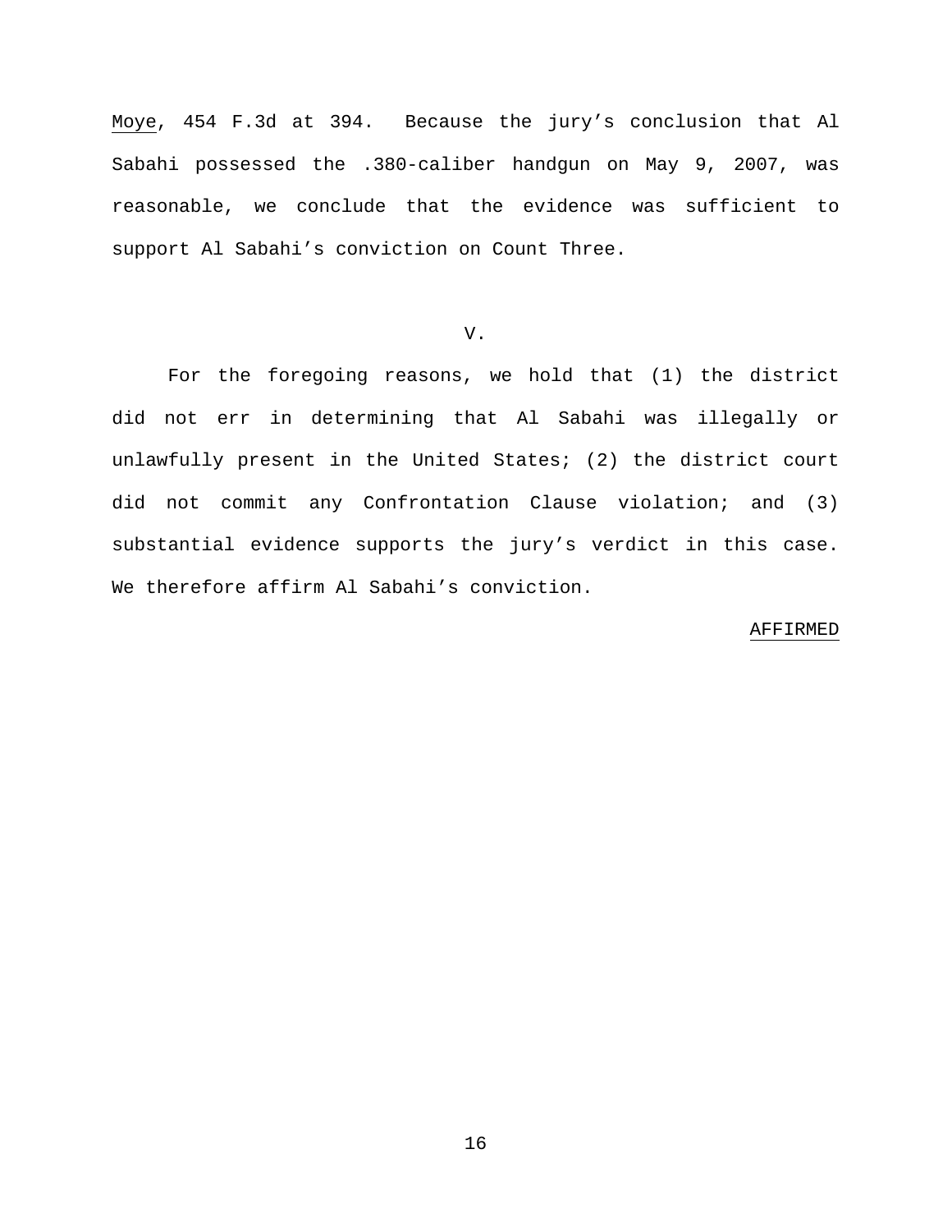Moye, 454 F.3d at 394. Because the jury's conclusion that Al Sabahi possessed the .380-caliber handgun on May 9, 2007, was reasonable, we conclude that the evidence was sufficient to support Al Sabahi's conviction on Count Three.

V.

For the foregoing reasons, we hold that (1) the district did not err in determining that Al Sabahi was illegally or unlawfully present in the United States; (2) the district court did not commit any Confrontation Clause violation; and (3) substantial evidence supports the jury's verdict in this case. We therefore affirm Al Sabahi's conviction.

AFFIRMED